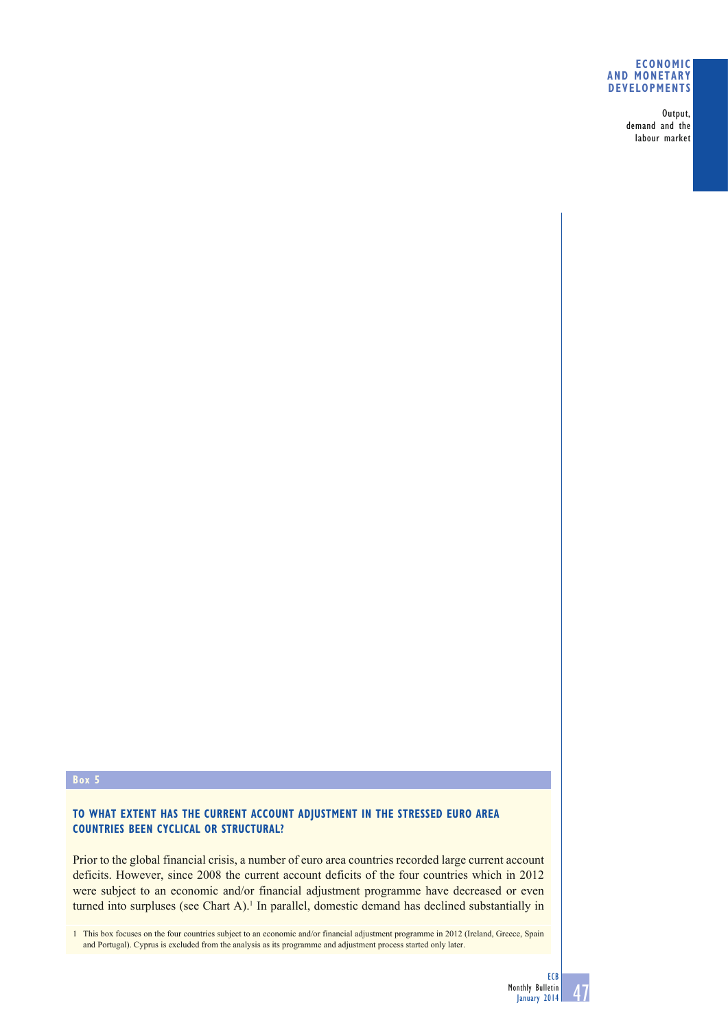**Box 5**

## TO WHAT EXTENT HAS THE CURRENT ACCOUNT ADJUSTMENT IN THE STRESSED EURO AREA COUNTRIES BEEN CYCLICAL OR STRUCTURAL?

Prior to the global financial crisis, a number of euro area countries recorded large current account deficits. However, since 2008 the current account deficits of the four countries which in 2012 were subject to an economic and/or financial adjustment programme have decreased or even turned into surpluses (see Chart A).[1] In parallel, domestic demand has declined substantially in

1 This box focuses on the four countries subject to an economic and/or financial adjustment programme in 2012 (Ireland, Greece, Spain and Portugal). Cyprus is excluded from the analysis as its programme and adjustment process started only later.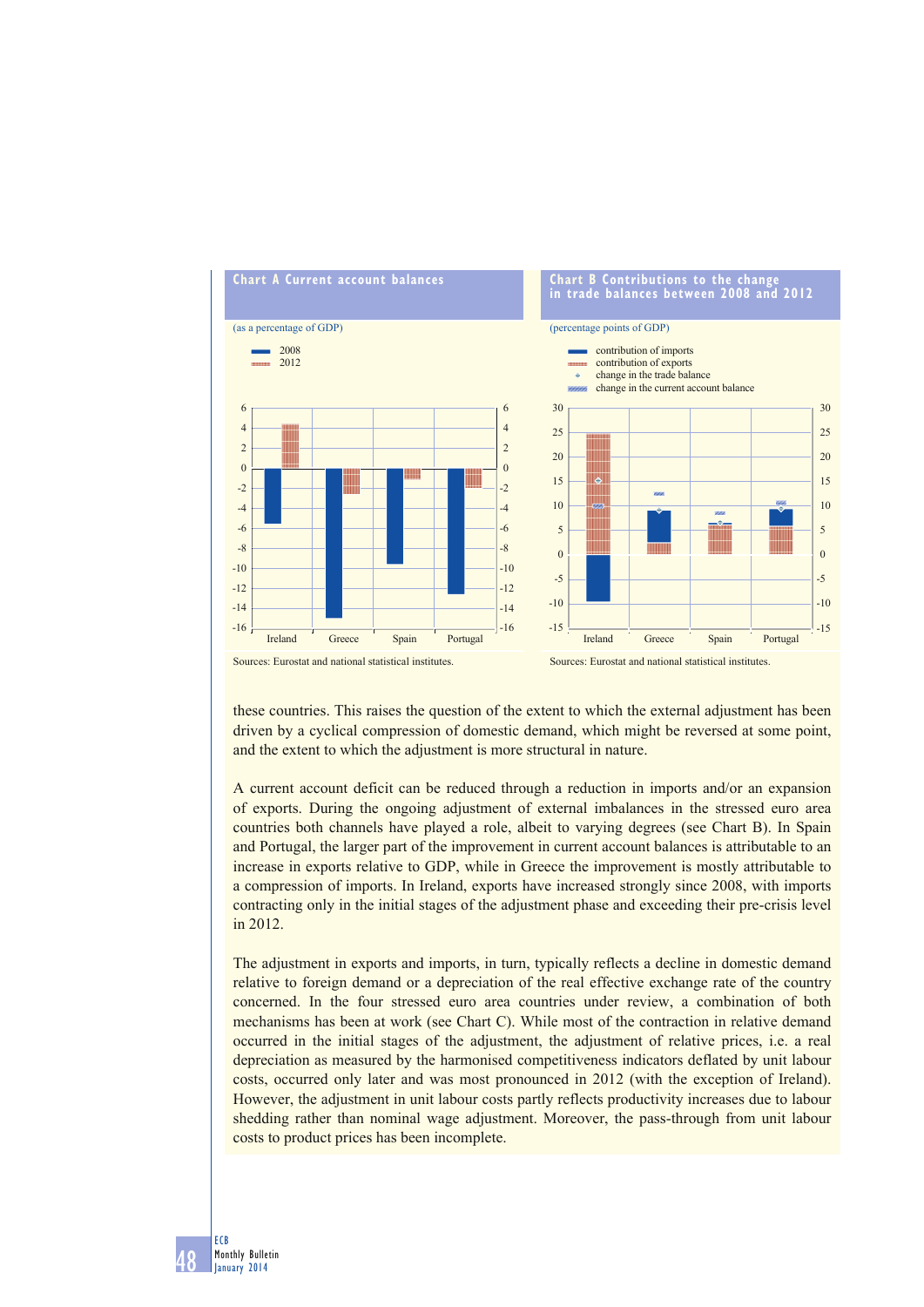**Chart A Current account balances**

(as a percentage of GDP)

Sources: Eurostat and national statistical institutes.

**Chart B Contributions to the change in trade balances between 2008 and 2012**

(percentage points of GDP)

Sources: Eurostat and national statistical institutes.

these countries. This raises the question of the extent to which the external adjustment has been driven by a cyclical compression of domestic demand, which might be reversed at some point, and the extent to which the adjustment is more structural in nature.

A current account deficit can be reduced through a reduction in imports and/or an expansion of exports. During the ongoing adjustment of external imbalances in the stressed euro area countries both channels have played a role, albeit to varying degrees (see Chart B). In Spain and Portugal, the larger part of the improvement in current account balances is attributable to an increase in exports relative to GDP, while in Greece the improvement is mostly attributable to a compression of imports. In Ireland, exports have increased strongly since 2008, with imports contracting only in the initial stages of the adjustment phase and exceeding their pre-crisis level in 2012.

The adjustment in exports and imports, in turn, typically reflects a decline in domestic demand relative to foreign demand or a depreciation of the real effective exchange rate of the country concerned. In the four stressed euro area countries under review, a combination of both mechanisms has been at work (see Chart C). While most of the contraction in relative demand occurred in the initial stages of the adjustment, the adjustment of relative prices, i.e. a real depreciation as measured by the harmonised competitiveness indicators deflated by unit labour costs, occurred only later and was most pronounced in 2012 (with the exception of Ireland). However, the adjustment in unit labour costs partly reflects productivity increases due to labour shedding rather than nominal wage adjustment. Moreover, the pass-through from unit labour costs to product prices has been incomplete.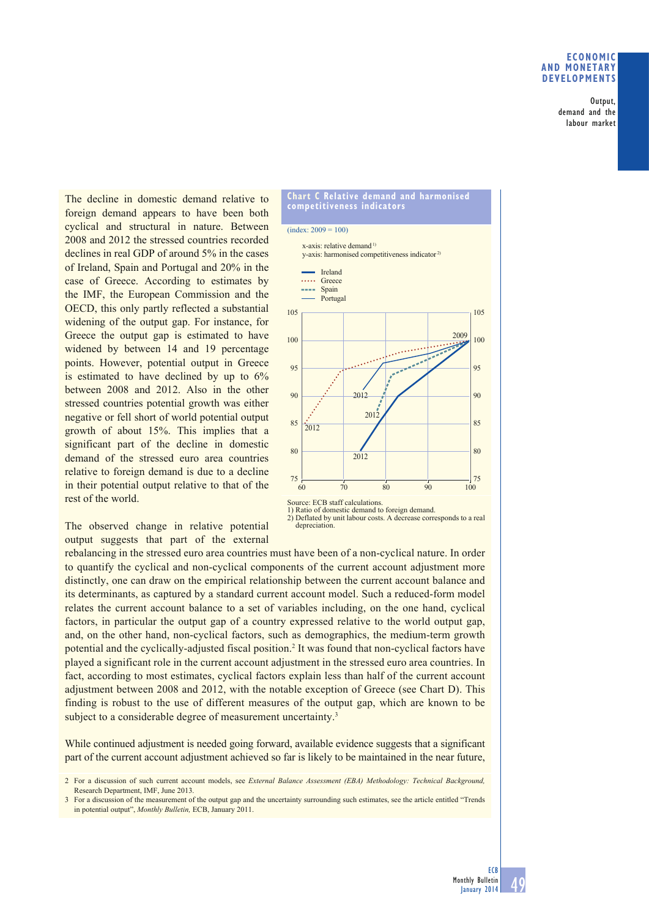The decline in domestic demand relative to foreign demand appears to have been both cyclical and structural in nature. Between 2008 and 2012 the stressed countries recorded declines in real GDP of around 5% in the cases of Ireland, Spain and Portugal and 20% in the case of Greece. According to estimates by the IMF, the European Commission and the OECD, this only partly reflected a substantial widening of the output gap. For instance, for Greece the output gap is estimated to have widened by between 14 and 19 percentage points. However, potential output in Greece is estimated to have declined by up to 6% between 2008 and 2012. Also in the other stressed countries potential growth was either negative or fell short of world potential output growth of about 15%. This implies that a significant part of the decline in domestic demand of the stressed euro area countries relative to foreign demand is due to a decline in their potential output relative to that of the rest of the world.

**Chart C Relative demand and harmonised competitiveness indicators**

(index: 2009 = 100)

x-axis: relative demand [1]
y-axis: harmonised competitiveness indicator [2]

Ireland
Greece
Spain
Portugal

Source: ECB staff calculations.
1) Ratio of domestic demand to foreign demand.
2) Deflated by unit labour costs. A decrease corresponds to a real depreciation.

The observed change in relative potential output suggests that part of the external rebalancing in the stressed euro area countries must have been of a non-cyclical nature. In order to quantify the cyclical and non-cyclical components of the current account adjustment more distinctly, one can draw on the empirical relationship between the current account balance and its determinants, as captured by a standard current account model. Such a reduced-form model relates the current account balance to a set of variables including, on the one hand, cyclical factors, in particular the output gap of a country expressed relative to the world output gap, and, on the other hand, non-cyclical factors, such as demographics, the medium-term growth potential and the cyclically-adjusted fiscal position.[2] It was found that non-cyclical factors have played a significant role in the current account adjustment in the stressed euro area countries. In fact, according to most estimates, cyclical factors explain less than half of the current account adjustment between 2008 and 2012, with the notable exception of Greece (see Chart D). This finding is robust to the use of different measures of the output gap, which are known to be subject to a considerable degree of measurement uncertainty.[3]

While continued adjustment is needed going forward, available evidence suggests that a significant part of the current account adjustment achieved so far is likely to be maintained in the near future,

2 For a discussion of such current account models, see *External Balance Assessment (EBA) Methodology: Technical Background,* Research Department, IMF, June 2013.

3 For a discussion of the measurement of the output gap and the uncertainty surrounding such estimates, see the article entitled "Trends in potential output", *Monthly Bulletin,* ECB, January 2011.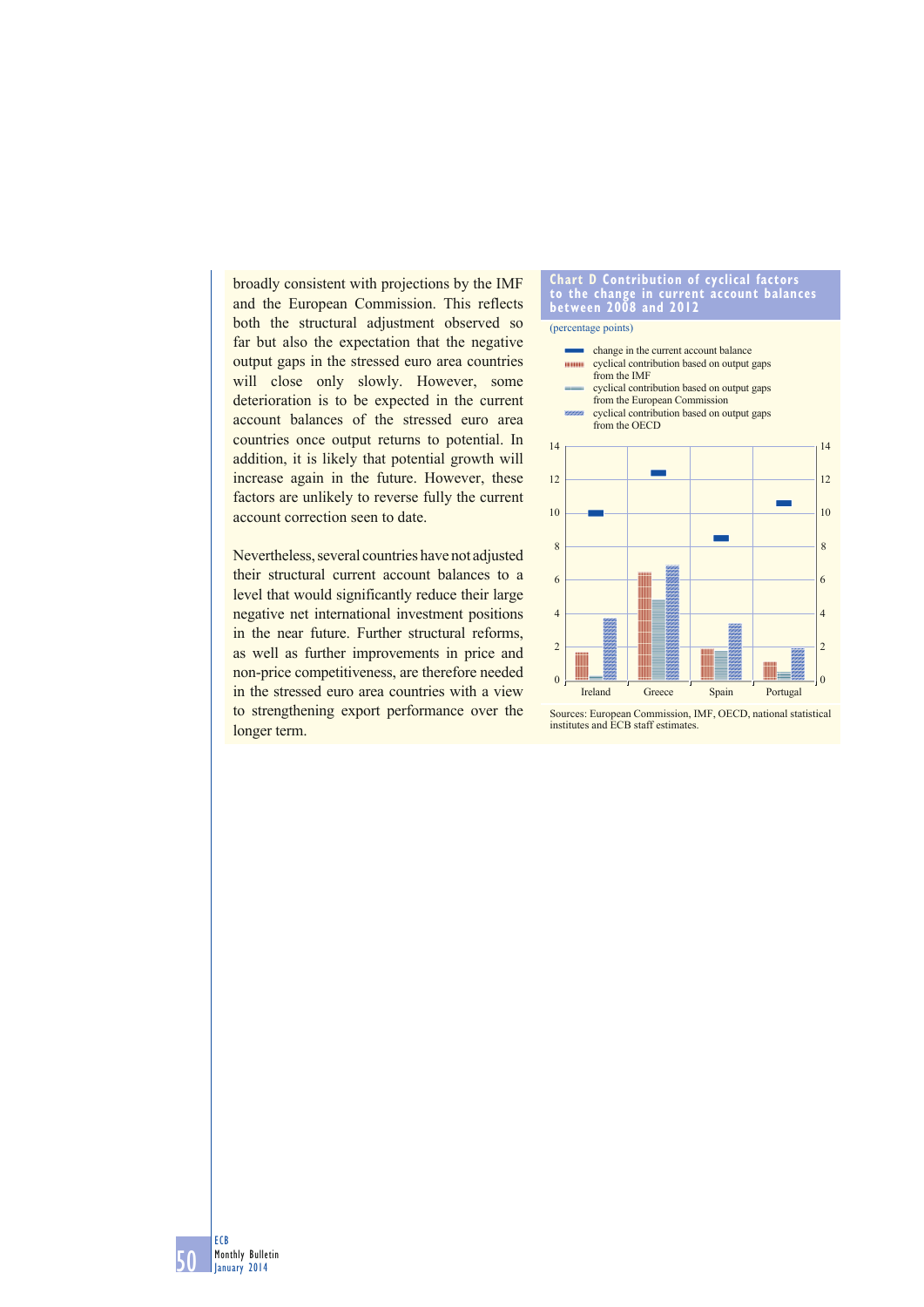broadly consistent with projections by the IMF and the European Commission. This reflects both the structural adjustment observed so far but also the expectation that the negative output gaps in the stressed euro area countries will close only slowly. However, some deterioration is to be expected in the current account balances of the stressed euro area countries once output returns to potential. In addition, it is likely that potential growth will increase again in the future. However, these factors are unlikely to reverse fully the current account correction seen to date.

Nevertheless, several countries have not adjusted their structural current account balances to a level that would significantly reduce their large negative net international investment positions in the near future. Further structural reforms, as well as further improvements in price and non-price competitiveness, are therefore needed in the stressed euro area countries with a view to strengthening export performance over the longer term.

**Chart D Contribution of cyclical factors to the change in current account balances between 2008 and 2012**

(percentage points)

change in the current account balance
cyclical contribution based on output gaps from the IMF
cyclical contribution based on output gaps from the European Commission
cyclical contribution based on output gaps from the OECD

0 2 4 6 8 10 12 14

Ireland
Greece
Spain
Portugal

Sources: European Commission, IMF, OECD, national statistical institutes and ECB staff estimates.